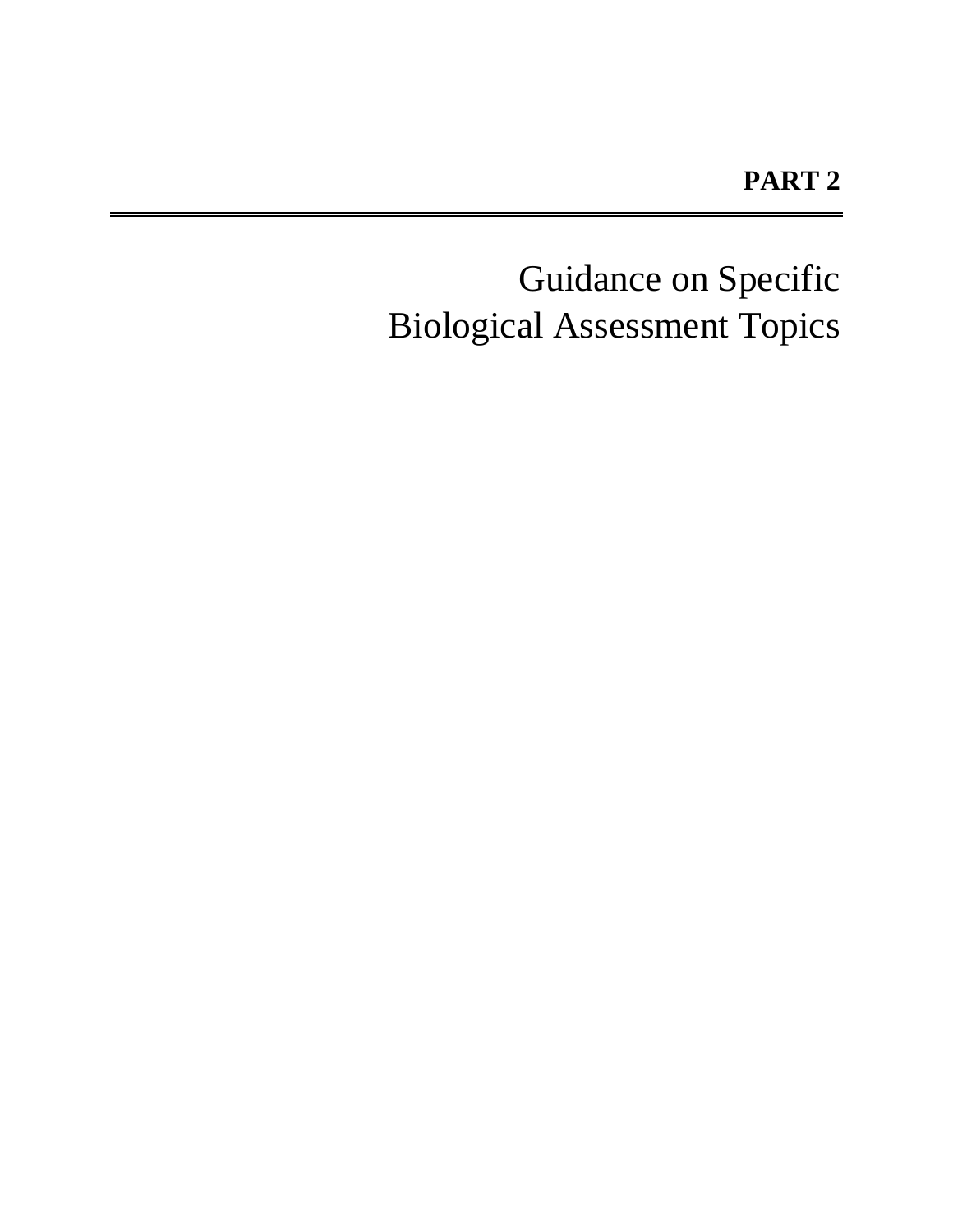**PART 2**

# Guidance on Specific Biological Assessment Topics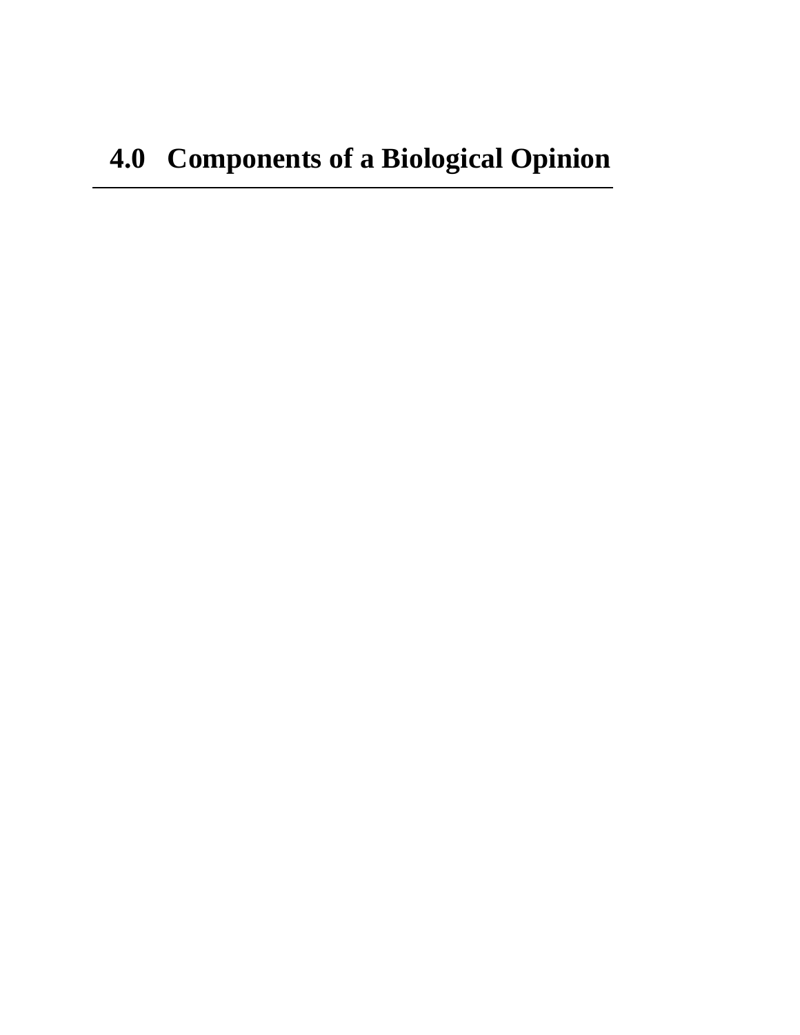# 4.0 Components of a Biological Opinion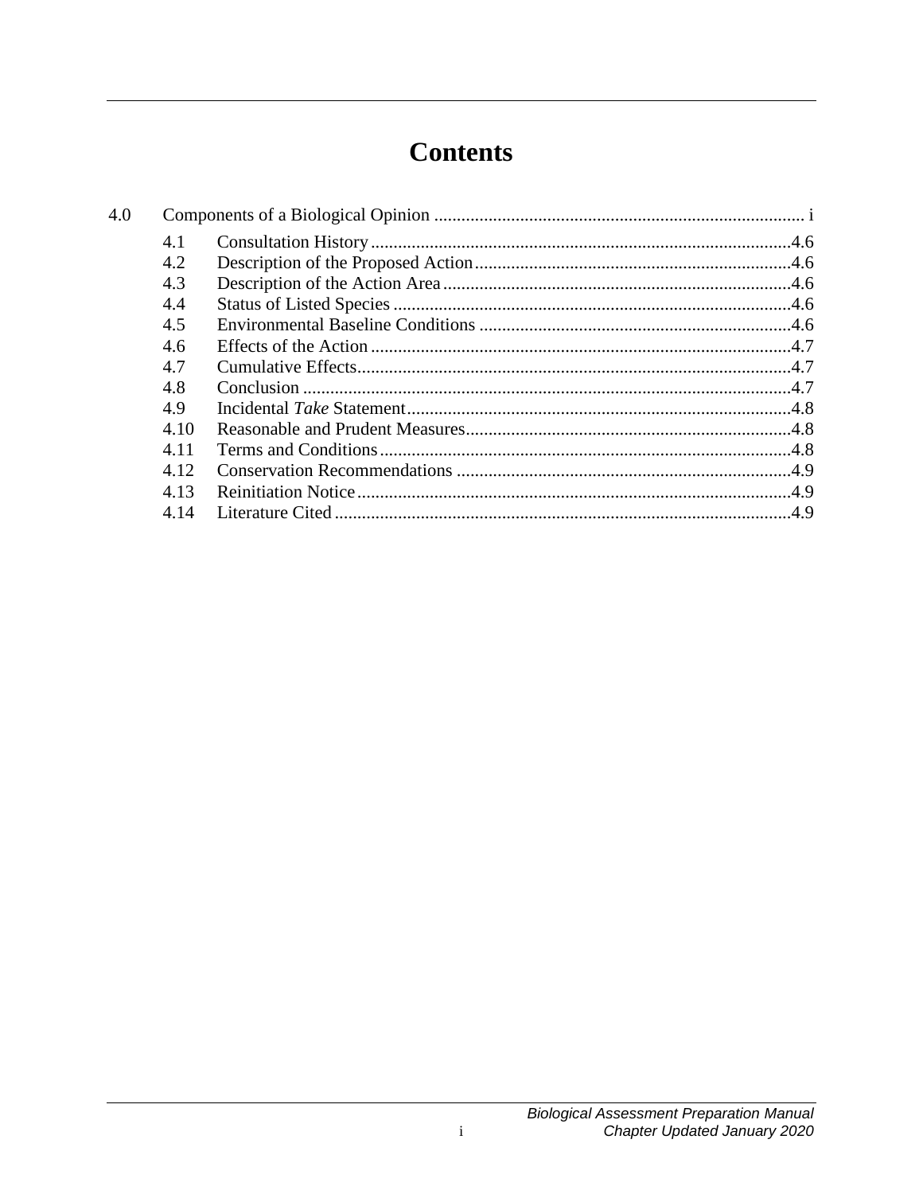# Contents

4.0 Components of a Biological Opinion ................................................................................. i

- 4.1 Consultation History ............................................................................................4.6
- 4.2 Description of the Proposed Action......................................................................4.6
- 4.3 Description of the Action Area .............................................................................4.6
- 4.4 Status of Listed Species ........................................................................................4.6
- 4.5 Environmental Baseline Conditions .....................................................................4.6
- 4.6 Effects of the Action ............................................................................................4.7
- 4.7 Cumulative Effects...............................................................................................4.7
- 4.8 Conclusion ...........................................................................................................4.7
- 4.9 Incidental *Take* Statement.....................................................................................4.8
- 4.10 Reasonable and Prudent Measures........................................................................4.8
- 4.11 Terms and Conditions...........................................................................................4.8
- 4.12 Conservation Recommendations ..........................................................................4.9
- 4.13 Reinitiation Notice ...............................................................................................4.9
- 4.14 Literature Cited ....................................................................................................4.9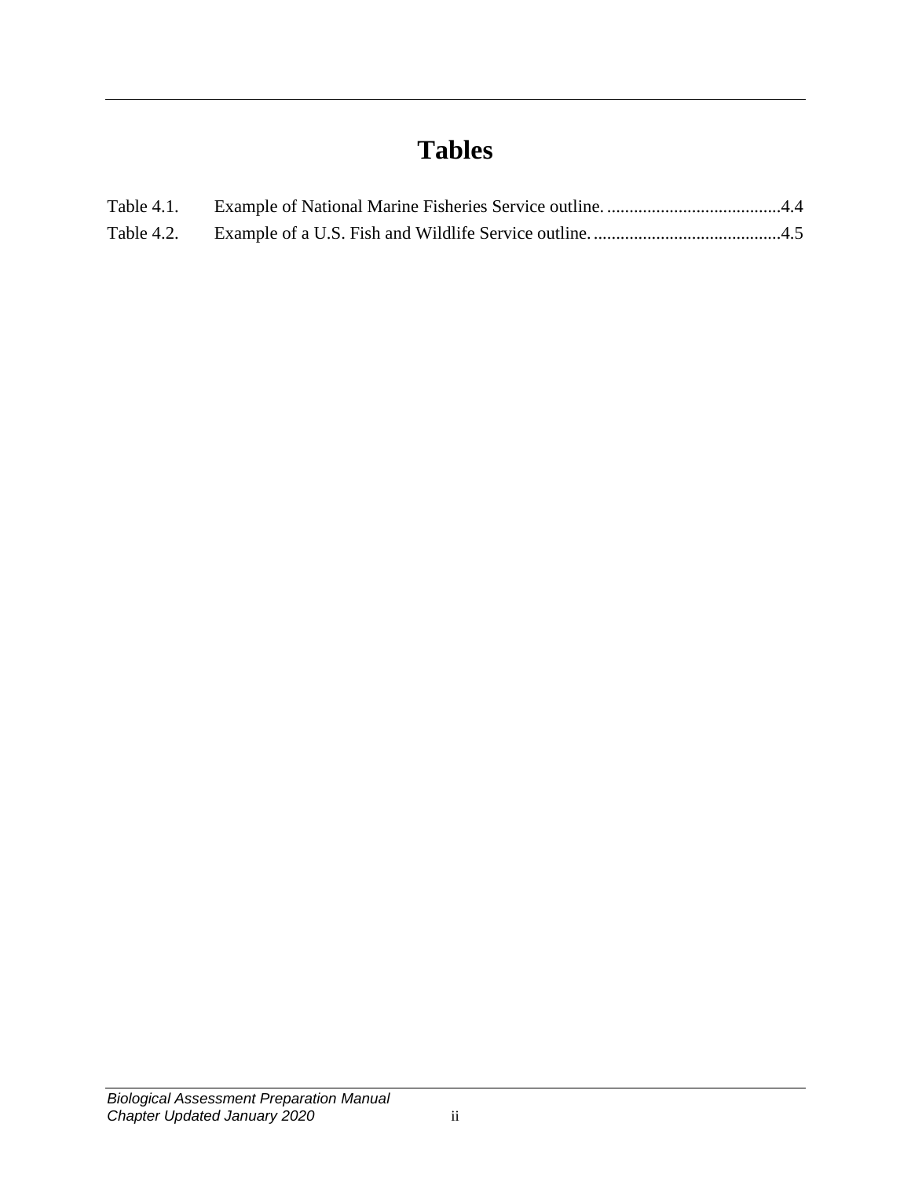# Tables

Table 4.1. Example of National Marine Fisheries Service outline. .......................................4.4

Table 4.2. Example of a U.S. Fish and Wildlife Service outline. ..........................................4.5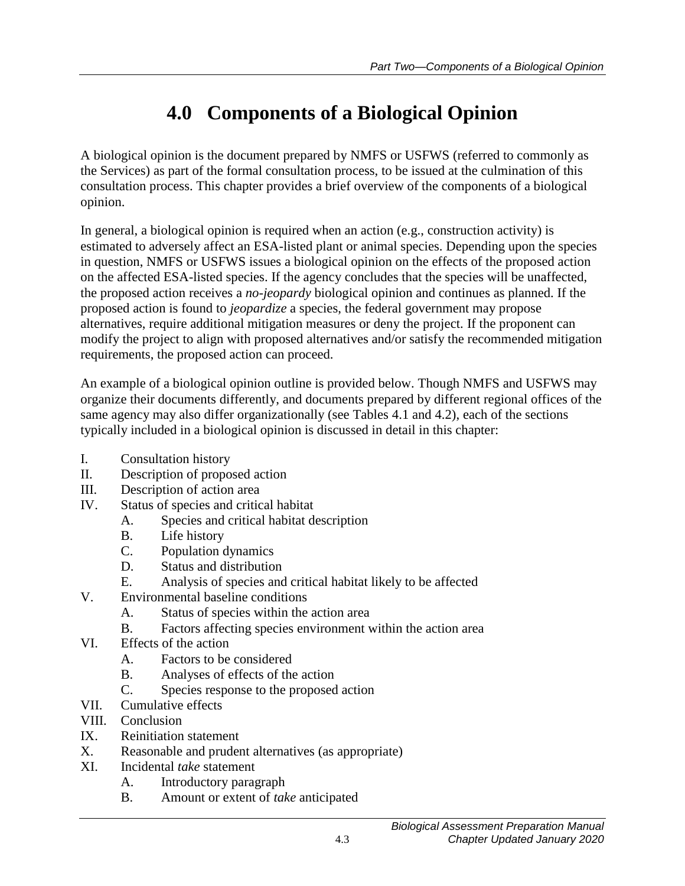# 4.0 Components of a Biological Opinion

A biological opinion is the document prepared by NMFS or USFWS (referred to commonly as the Services) as part of the formal consultation process, to be issued at the culmination of this consultation process. This chapter provides a brief overview of the components of a biological opinion.

In general, a biological opinion is required when an action (e.g., construction activity) is estimated to adversely affect an ESA-listed plant or animal species. Depending upon the species in question, NMFS or USFWS issues a biological opinion on the effects of the proposed action on the affected ESA-listed species. If the agency concludes that the species will be unaffected, the proposed action receives a *no-jeopardy* biological opinion and continues as planned. If the proposed action is found to *jeopardize* a species, the federal government may propose alternatives, require additional mitigation measures or deny the project. If the proponent can modify the project to align with proposed alternatives and/or satisfy the recommended mitigation requirements, the proposed action can proceed.

An example of a biological opinion outline is provided below. Though NMFS and USFWS may organize their documents differently, and documents prepared by different regional offices of the same agency may also differ organizationally (see Tables 4.1 and 4.2), each of the sections typically included in a biological opinion is discussed in detail in this chapter:

- I. Consultation history
- II. Description of proposed action
- III. Description of action area
- IV. Status of species and critical habitat
  - A. Species and critical habitat description
  - B. Life history
  - C. Population dynamics
  - D. Status and distribution
  - E. Analysis of species and critical habitat likely to be affected
- V. Environmental baseline conditions
  - A. Status of species within the action area
  - B. Factors affecting species environment within the action area
- VI. Effects of the action
  - A. Factors to be considered
  - B. Analyses of effects of the action
  - C. Species response to the proposed action
- VII. Cumulative effects
- VIII. Conclusion
- IX. Reinitiation statement
- X. Reasonable and prudent alternatives (as appropriate)
- XI. Incidental *take* statement
  - A. Introductory paragraph
  - B. Amount or extent of *take* anticipated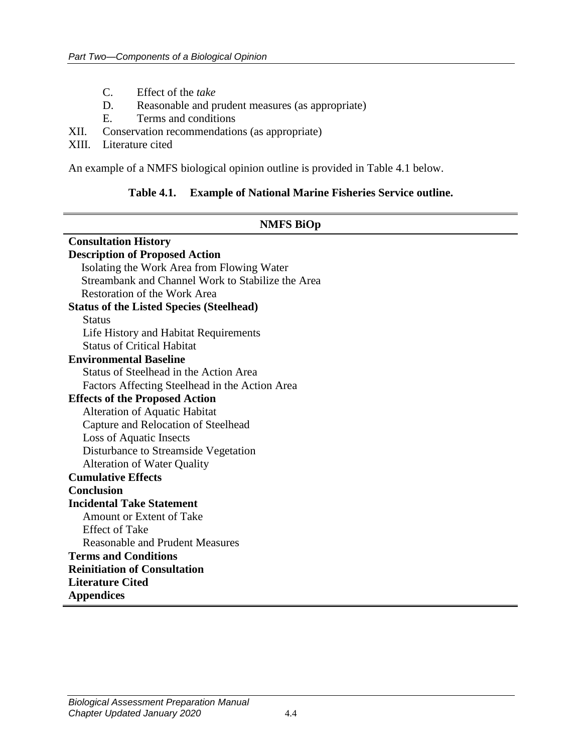C. Effect of the *take*
D. Reasonable and prudent measures (as appropriate)
E. Terms and conditions

XII. Conservation recommendations (as appropriate)
XIII. Literature cited

An example of a NMFS biological opinion outline is provided in Table 4.1 below.

**Table 4.1. Example of National Marine Fisheries Service outline.**

| NMFS BiOp |
|---|
| **Consultation History** |
| **Description of Proposed Action** |
| Isolating the Work Area from Flowing Water |
| Streambank and Channel Work to Stabilize the Area |
| Restoration of the Work Area |
| **Status of the Listed Species (Steelhead)** |
| Status |
| Life History and Habitat Requirements |
| Status of Critical Habitat |
| **Environmental Baseline** |
| Status of Steelhead in the Action Area |
| Factors Affecting Steelhead in the Action Area |
| **Effects of the Proposed Action** |
| Alteration of Aquatic Habitat |
| Capture and Relocation of Steelhead |
| Loss of Aquatic Insects |
| Disturbance to Streamside Vegetation |
| Alteration of Water Quality |
| **Cumulative Effects** |
| **Conclusion** |
| **Incidental Take Statement** |
| Amount or Extent of Take |
| Effect of Take |
| Reasonable and Prudent Measures |
| **Terms and Conditions** |
| **Reinitiation of Consultation** |
| **Literature Cited** |
| **Appendices** |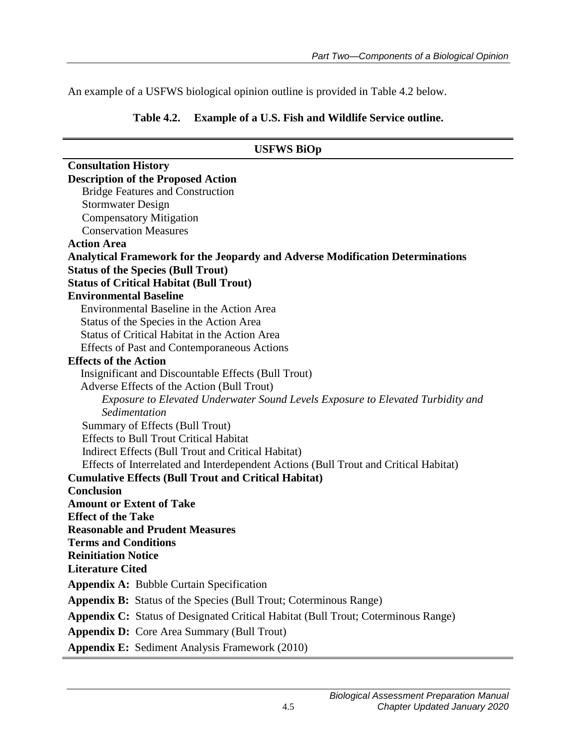An example of a USFWS biological opinion outline is provided in Table 4.2 below.

**Table 4.2. Example of a U.S. Fish and Wildlife Service outline.**

| USFWS BiOp |
|---|
| **Consultation History** |
| **Description of the Proposed Action** |
| Bridge Features and Construction |
| Stormwater Design |
| Compensatory Mitigation |
| Conservation Measures |
| **Action Area** |
| **Analytical Framework for the Jeopardy and Adverse Modification Determinations** |
| **Status of the Species (Bull Trout)** |
| **Status of Critical Habitat (Bull Trout)** |
| **Environmental Baseline** |
| Environmental Baseline in the Action Area |
| Status of the Species in the Action Area |
| Status of Critical Habitat in the Action Area |
| Effects of Past and Contemporaneous Actions |
| **Effects of the Action** |
| Insignificant and Discountable Effects (Bull Trout) |
| Adverse Effects of the Action (Bull Trout) |
| *Exposure to Elevated Underwater Sound Levels Exposure to Elevated Turbidity and Sedimentation* |
| Summary of Effects (Bull Trout) |
| Effects to Bull Trout Critical Habitat |
| Indirect Effects (Bull Trout and Critical Habitat) |
| Effects of Interrelated and Interdependent Actions (Bull Trout and Critical Habitat) |
| **Cumulative Effects (Bull Trout and Critical Habitat)** |
| **Conclusion** |
| **Amount or Extent of Take** |
| **Effect of the Take** |
| **Reasonable and Prudent Measures** |
| **Terms and Conditions** |
| **Reinitiation Notice** |
| **Literature Cited** |
| **Appendix A:** Bubble Curtain Specification |
| **Appendix B:** Status of the Species (Bull Trout; Coterminous Range) |
| **Appendix C:** Status of Designated Critical Habitat (Bull Trout; Coterminous Range) |
| **Appendix D:** Core Area Summary (Bull Trout) |
| **Appendix E:** Sediment Analysis Framework (2010) |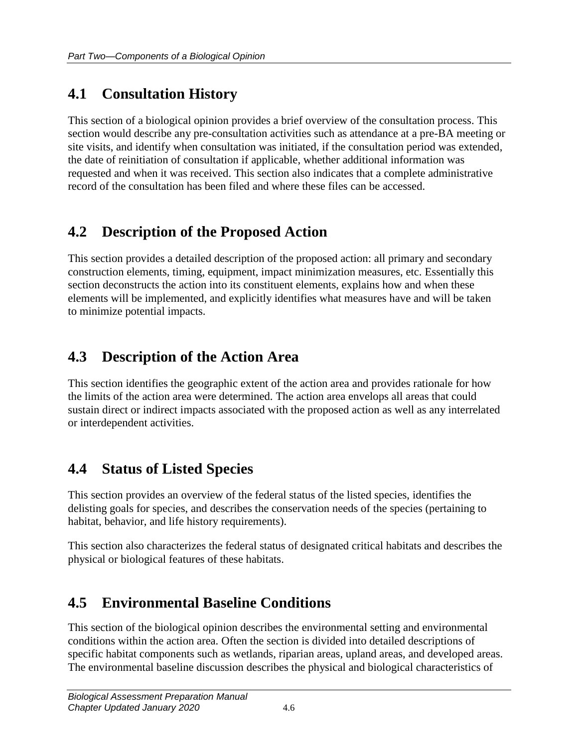## 4.1 Consultation History

This section of a biological opinion provides a brief overview of the consultation process. This section would describe any pre-consultation activities such as attendance at a pre-BA meeting or site visits, and identify when consultation was initiated, if the consultation period was extended, the date of reinitiation of consultation if applicable, whether additional information was requested and when it was received. This section also indicates that a complete administrative record of the consultation has been filed and where these files can be accessed.

## 4.2 Description of the Proposed Action

This section provides a detailed description of the proposed action: all primary and secondary construction elements, timing, equipment, impact minimization measures, etc. Essentially this section deconstructs the action into its constituent elements, explains how and when these elements will be implemented, and explicitly identifies what measures have and will be taken to minimize potential impacts.

## 4.3 Description of the Action Area

This section identifies the geographic extent of the action area and provides rationale for how the limits of the action area were determined. The action area envelops all areas that could sustain direct or indirect impacts associated with the proposed action as well as any interrelated or interdependent activities.

## 4.4 Status of Listed Species

This section provides an overview of the federal status of the listed species, identifies the delisting goals for species, and describes the conservation needs of the species (pertaining to habitat, behavior, and life history requirements).

This section also characterizes the federal status of designated critical habitats and describes the physical or biological features of these habitats.

## 4.5 Environmental Baseline Conditions

This section of the biological opinion describes the environmental setting and environmental conditions within the action area. Often the section is divided into detailed descriptions of specific habitat components such as wetlands, riparian areas, upland areas, and developed areas. The environmental baseline discussion describes the physical and biological characteristics of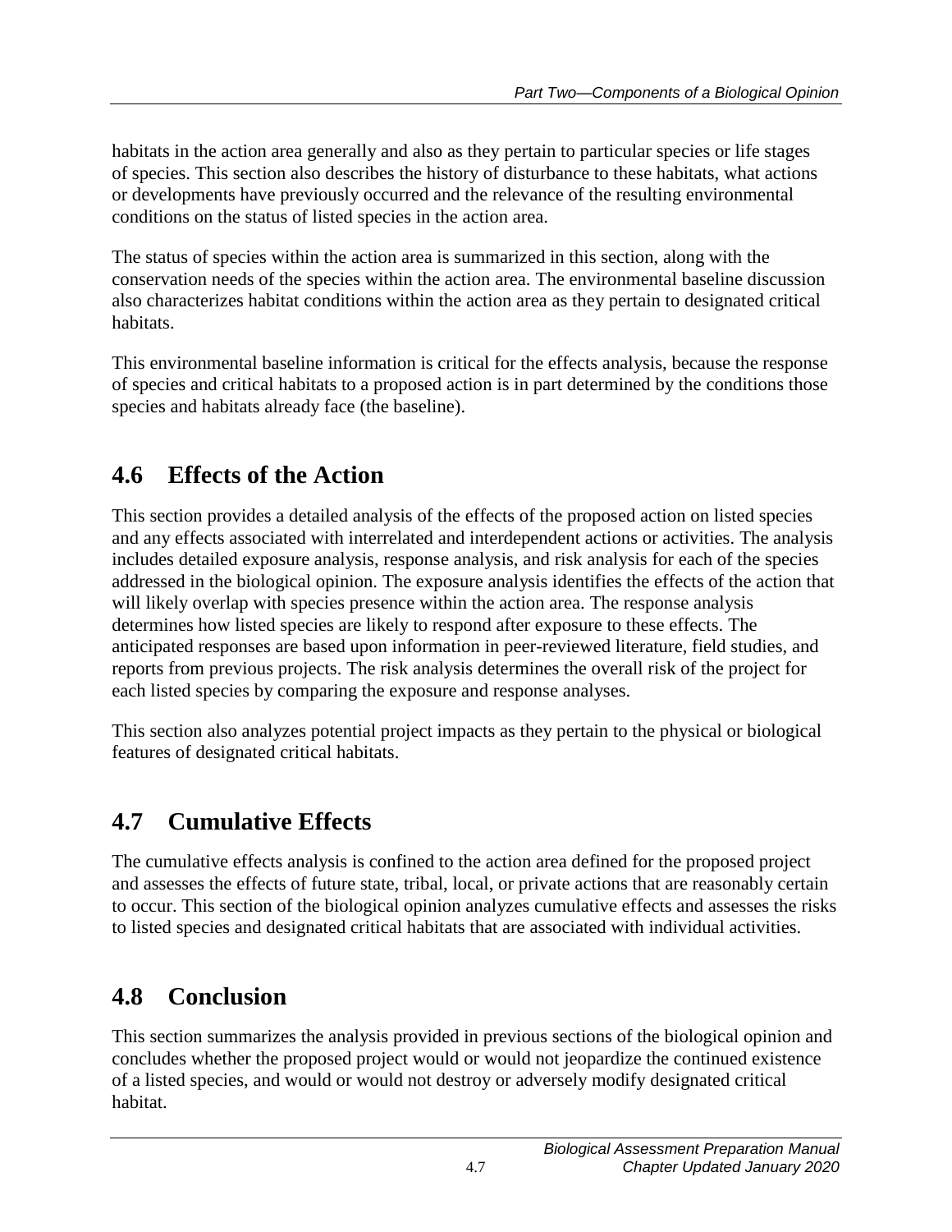habitats in the action area generally and also as they pertain to particular species or life stages of species. This section also describes the history of disturbance to these habitats, what actions or developments have previously occurred and the relevance of the resulting environmental conditions on the status of listed species in the action area.

The status of species within the action area is summarized in this section, along with the conservation needs of the species within the action area. The environmental baseline discussion also characterizes habitat conditions within the action area as they pertain to designated critical habitats.

This environmental baseline information is critical for the effects analysis, because the response of species and critical habitats to a proposed action is in part determined by the conditions those species and habitats already face (the baseline).

## 4.6 Effects of the Action

This section provides a detailed analysis of the effects of the proposed action on listed species and any effects associated with interrelated and interdependent actions or activities. The analysis includes detailed exposure analysis, response analysis, and risk analysis for each of the species addressed in the biological opinion. The exposure analysis identifies the effects of the action that will likely overlap with species presence within the action area. The response analysis determines how listed species are likely to respond after exposure to these effects. The anticipated responses are based upon information in peer-reviewed literature, field studies, and reports from previous projects. The risk analysis determines the overall risk of the project for each listed species by comparing the exposure and response analyses.

This section also analyzes potential project impacts as they pertain to the physical or biological features of designated critical habitats.

## 4.7 Cumulative Effects

The cumulative effects analysis is confined to the action area defined for the proposed project and assesses the effects of future state, tribal, local, or private actions that are reasonably certain to occur. This section of the biological opinion analyzes cumulative effects and assesses the risks to listed species and designated critical habitats that are associated with individual activities.

## 4.8 Conclusion

This section summarizes the analysis provided in previous sections of the biological opinion and concludes whether the proposed project would or would not jeopardize the continued existence of a listed species, and would or would not destroy or adversely modify designated critical habitat.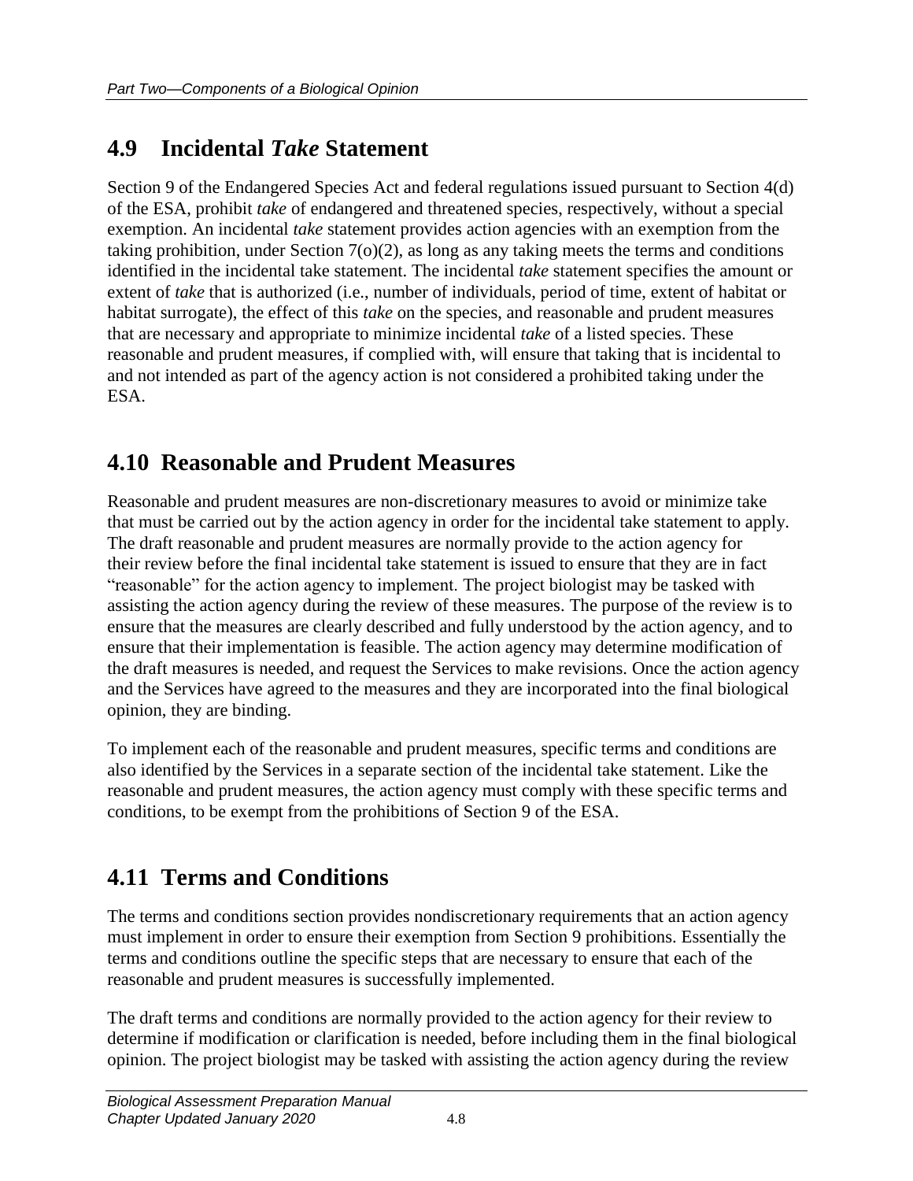## 4.9 Incidental *Take* Statement

Section 9 of the Endangered Species Act and federal regulations issued pursuant to Section 4(d) of the ESA, prohibit *take* of endangered and threatened species, respectively, without a special exemption. An incidental *take* statement provides action agencies with an exemption from the taking prohibition, under Section 7(o)(2), as long as any taking meets the terms and conditions identified in the incidental take statement. The incidental *take* statement specifies the amount or extent of *take* that is authorized (i.e., number of individuals, period of time, extent of habitat or habitat surrogate), the effect of this *take* on the species, and reasonable and prudent measures that are necessary and appropriate to minimize incidental *take* of a listed species. These reasonable and prudent measures, if complied with, will ensure that taking that is incidental to and not intended as part of the agency action is not considered a prohibited taking under the ESA.

## 4.10 Reasonable and Prudent Measures

Reasonable and prudent measures are non-discretionary measures to avoid or minimize take that must be carried out by the action agency in order for the incidental take statement to apply. The draft reasonable and prudent measures are normally provide to the action agency for their review before the final incidental take statement is issued to ensure that they are in fact "reasonable" for the action agency to implement. The project biologist may be tasked with assisting the action agency during the review of these measures. The purpose of the review is to ensure that the measures are clearly described and fully understood by the action agency, and to ensure that their implementation is feasible. The action agency may determine modification of the draft measures is needed, and request the Services to make revisions. Once the action agency and the Services have agreed to the measures and they are incorporated into the final biological opinion, they are binding.

To implement each of the reasonable and prudent measures, specific terms and conditions are also identified by the Services in a separate section of the incidental take statement. Like the reasonable and prudent measures, the action agency must comply with these specific terms and conditions, to be exempt from the prohibitions of Section 9 of the ESA.

## 4.11 Terms and Conditions

The terms and conditions section provides nondiscretionary requirements that an action agency must implement in order to ensure their exemption from Section 9 prohibitions. Essentially the terms and conditions outline the specific steps that are necessary to ensure that each of the reasonable and prudent measures is successfully implemented.

The draft terms and conditions are normally provided to the action agency for their review to determine if modification or clarification is needed, before including them in the final biological opinion. The project biologist may be tasked with assisting the action agency during the review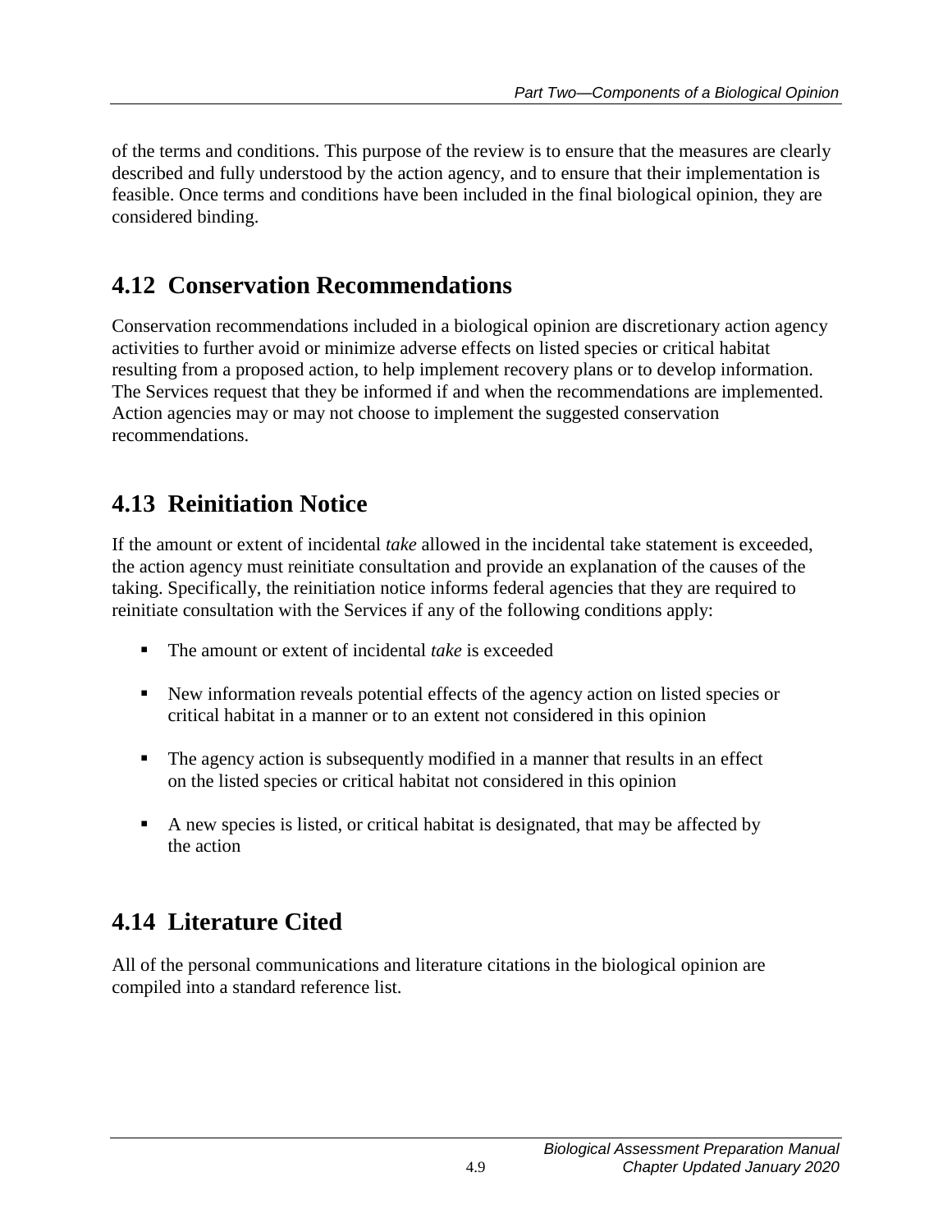of the terms and conditions. This purpose of the review is to ensure that the measures are clearly described and fully understood by the action agency, and to ensure that their implementation is feasible. Once terms and conditions have been included in the final biological opinion, they are considered binding.

## 4.12 Conservation Recommendations

Conservation recommendations included in a biological opinion are discretionary action agency activities to further avoid or minimize adverse effects on listed species or critical habitat resulting from a proposed action, to help implement recovery plans or to develop information. The Services request that they be informed if and when the recommendations are implemented. Action agencies may or may not choose to implement the suggested conservation recommendations.

## 4.13 Reinitiation Notice

If the amount or extent of incidental *take* allowed in the incidental take statement is exceeded, the action agency must reinitiate consultation and provide an explanation of the causes of the taking. Specifically, the reinitiation notice informs federal agencies that they are required to reinitiate consultation with the Services if any of the following conditions apply:

- The amount or extent of incidental *take* is exceeded
- New information reveals potential effects of the agency action on listed species or critical habitat in a manner or to an extent not considered in this opinion
- The agency action is subsequently modified in a manner that results in an effect on the listed species or critical habitat not considered in this opinion
- A new species is listed, or critical habitat is designated, that may be affected by the action

## 4.14 Literature Cited

All of the personal communications and literature citations in the biological opinion are compiled into a standard reference list.